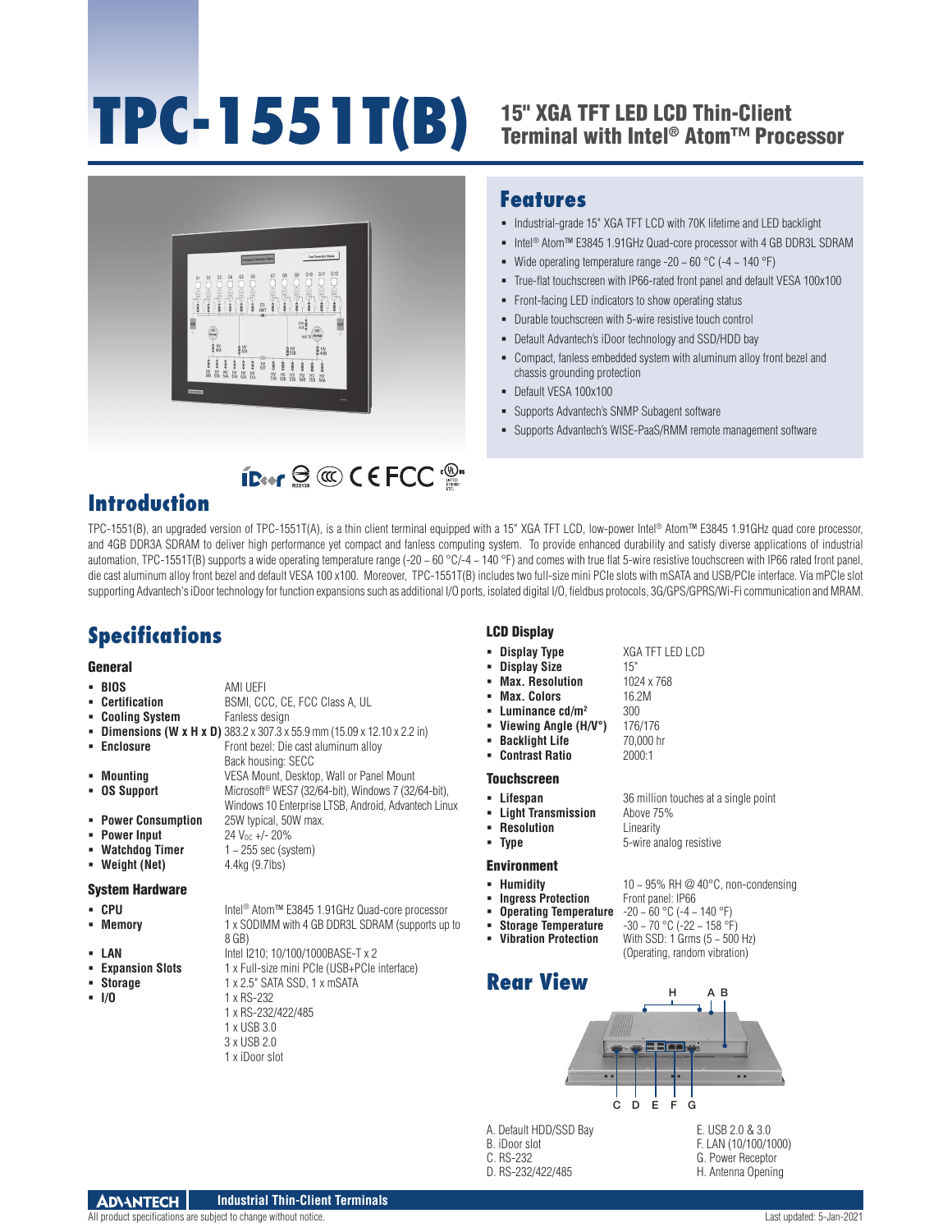# TPC-1551T(B)

## 15" XGA TFT LED LCD Thin-Client Terminal with Intel® Atom™ Processor

## Features

- Industrial-grade 15" XGA TFT LCD with 70K lifetime and LED backlight
- Intel® Atom™ E3845 1.91GHz Quad-core processor with 4 GB DDR3L SDRAM
- Wide operating temperature range -20 ~ 60 °C (-4 ~ 140 °F)
- True-flat touchscreen with IP66-rated front panel and default VESA 100x100
- Front-facing LED indicators to show operating status
- Durable touchscreen with 5-wire resistive touch control
- Default Advantech's iDoor technology and SSD/HDD bay
- Compact, fanless embedded system with aluminum alloy front bezel and chassis grounding protection
- Default VESA 100x100
- Supports Advantech's SNMP Subagent software
- Supports Advantech's WISE-PaaS/RMM remote management software

## Introduction

TPC-1551(B), an upgraded version of TPC-1551T(A), is a thin client terminal equipped with a 15" XGA TFT LCD, low-power Intel® Atom™ E3845 1.91GHz quad core processor, and 4GB DDR3A SDRAM to deliver high performance yet compact and fanless computing system. To provide enhanced durability and satisfy diverse applications of industrial automation, TPC-1551T(B) supports a wide operating temperature range (-20 ~ 60 °C/-4 ~ 140 °F) and comes with true flat 5-wire resistive touchscreen with IP66 rated front panel, die cast aluminum alloy front bezel and default VESA 100 x100. Moreover, TPC-1551T(B) includes two full-size mini PCIe slots with mSATA and USB/PCIe interface. Via mPCIe slot supporting Advantech's iDoor technology for function expansions such as additional I/O ports, isolated digital I/O, fieldbus protocols, 3G/GPS/GPRS/Wi-Fi communication and MRAM.

## Specifications

### General

- **BIOS**: AMI UEFI
- **Certification**: BSMI, CCC, CE, FCC Class A, UL
- **Cooling System**: Fanless design
- **Dimensions (W x H x D)**: 383.2 x 307.3 x 55.9 mm (15.09 x 12.10 x 2.2 in)
- **Enclosure**: Front bezel: Die cast aluminum alloy; Back housing: SECC
- **Mounting**: VESA Mount, Desktop, Wall or Panel Mount
- **OS Support**: Microsoft® WES7 (32/64-bit), Windows 7 (32/64-bit), Windows 10 Enterprise LTSB, Android, Advantech Linux
- **Power Consumption**: 25W typical, 50W max.
- **Power Input**: 24 $V_{DC}$ +/- 20%
- **Watchdog Timer**: 1 ~ 255 sec (system)
- **Weight (Net)**: 4.4kg (9.7lbs)

### System Hardware

- **CPU**: Intel® Atom™ E3845 1.91GHz Quad-core processor
- **Memory**: 1 x SODIMM with 4 GB DDR3L SDRAM (supports up to 8 GB)
- **LAN**: Intel I210; 10/100/1000BASE-T x 2
- **Expansion Slots**: 1 x Full-size mini PCIe (USB+PCIe interface)
- **Storage**: 1 x 2.5" SATA SSD, 1 x mSATA
- **I/O**: 1 x RS-232; 1 x RS-232/422/485; 1 x USB 3.0; 3 x USB 2.0; 1 x iDoor slot

### LCD Display

- **Display Type**: XGA TFT LED LCD
- **Display Size**: 15"
- **Max. Resolution**: 1024 x 768
- **Max. Colors**: 16.2M
- **Luminance cd/m²**: 300
- **Viewing Angle (H/V°)**: 176/176
- **Backlight Life**: 70,000 hr
- **Contrast Ratio**: 2000:1

### Touchscreen

- **Lifespan**: 36 million touches at a single point
- **Light Transmission**: Above 75%
- **Resolution**: Linearity
- **Type**: 5-wire analog resistive

### Environment

- **Humidity**: 10 ~ 95% RH @ 40°C, non-condensing
- **Ingress Protection**: Front panel: IP66
- **Operating Temperature**: -20 ~ 60 °C (-4 ~ 140 °F)
- **Storage Temperature**: -30 ~ 70 °C (-22 ~ 158 °F)
- **Vibration Protection**: With SSD: 1 Grms (5 ~ 500 Hz) (Operating, random vibration)

## Rear View

A. Default HDD/SSD Bay
B. iDoor slot
C. RS-232
D. RS-232/422/485
E. USB 2.0 & 3.0
F. LAN (10/100/1000)
G. Power Receptor
H. Antenna Opening

Industrial Thin-Client Terminals

All product specifications are subject to change without notice.

Last updated: 5-Jan-2021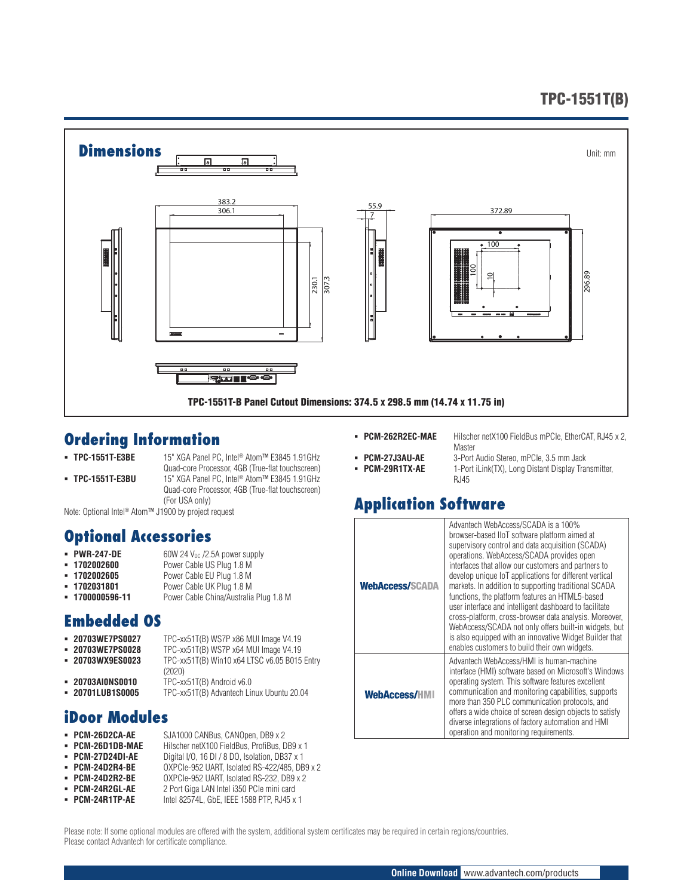# TPC-1551T(B)

## Dimensions

Unit: mm

383.2
306.1
230.1
307.3
55.9
7
372.89
100
100
10
296.89

**TPC-1551T-B Panel Cutout Dimensions: 374.5 x 298.5 mm (14.74 x 11.75 in)**

## Ordering Information

- **TPC-1551T-E3BE** 15" XGA Panel PC, Intel® Atom™ E3845 1.91GHz Quad-core Processor, 4GB (True-flat touchscreen)
- **TPC-1551T-E3BU** 15" XGA Panel PC, Intel® Atom™ E3845 1.91GHz Quad-core Processor, 4GB (True-flat touchscreen) (For USA only)

Note: Optional Intel® Atom™ J1900 by project request

## Optional Accessories

- **PWR-247-DE** 60W 24 $V_{DC}$ /2.5A power supply
- **1702002600** Power Cable US Plug 1.8 M
- **1702002605** Power Cable EU Plug 1.8 M
- **1702031801** Power Cable UK Plug 1.8 M
- **1700000596-11** Power Cable China/Australia Plug 1.8 M

## Embedded OS

- **20703WE7PS0027** TPC-xx51T(B) WS7P x86 MUI Image V4.19
- **20703WE7PS0028** TPC-xx51T(B) WS7P x64 MUI Image V4.19
- **20703WX9ES0023** TPC-xx51T(B) Win10 x64 LTSC v6.05 B015 Entry (2020)
- **20703AI0NS0010** TPC-xx51T(B) Android v6.0
- **20701LUB1S0005** TPC-xx51T(B) Advantech Linux Ubuntu 20.04

## iDoor Modules

- **PCM-26D2CA-AE** SJA1000 CANBus, CANOpen, DB9 x 2
- **PCM-26D1DB-MAE** Hilscher netX100 FieldBus, ProfiBus, DB9 x 1
- **PCM-27D24DI-AE** Digital I/O, 16 DI / 8 DO, Isolation, DB37 x 1
- **PCM-24D2R4-BE** OXPCIe-952 UART, Isolated RS-422/485, DB9 x 2
- **PCM-24D2R2-BE** OXPCIe-952 UART, Isolated RS-232, DB9 x 2
- **PCM-24R2GL-AE** 2 Port Giga LAN Intel i350 PCIe mini card
- **PCM-24R1TP-AE** Intel 82574L, GbE, IEEE 1588 PTP, RJ45 x 1
- **PCM-262R2EC-MAE** Hilscher netX100 FieldBus mPCIe, EtherCAT, RJ45 x 2, Master
- **PCM-27J3AU-AE** 3-Port Audio Stereo, mPCIe, 3.5 mm Jack
- **PCM-29R1TX-AE** 1-Port iLink(TX), Long Distant Display Transmitter, RJ45

## Application Software

| | |
|---|---|
| **WebAccess/SCADA** | Advantech WebAccess/SCADA is a 100% browser-based IIoT software platform aimed at supervisory control and data acquisition (SCADA) operations. WebAccess/SCADA provides open interfaces that allow our customers and partners to develop unique IoT applications for different vertical markets. In addition to supporting traditional SCADA functions, the platform features an HTML5-based user interface and intelligent dashboard to facilitate cross-platform, cross-browser data analysis. Moreover, WebAccess/SCADA not only offers built-in widgets, but is also equipped with an innovative Widget Builder that enables customers to build their own widgets. |
| **WebAccess/HMI** | Advantech WebAccess/HMI is human-machine interface (HMI) software based on Microsoft's Windows operating system. This software features excellent communication and monitoring capabilities, supports more than 350 PLC communication protocols, and offers a wide choice of screen design objects to satisfy diverse integrations of factory automation and HMI operation and monitoring requirements. |

Please note: If some optional modules are offered with the system, additional system certificates may be required in certain regions/countries.
Please contact Advantech for certificate compliance.